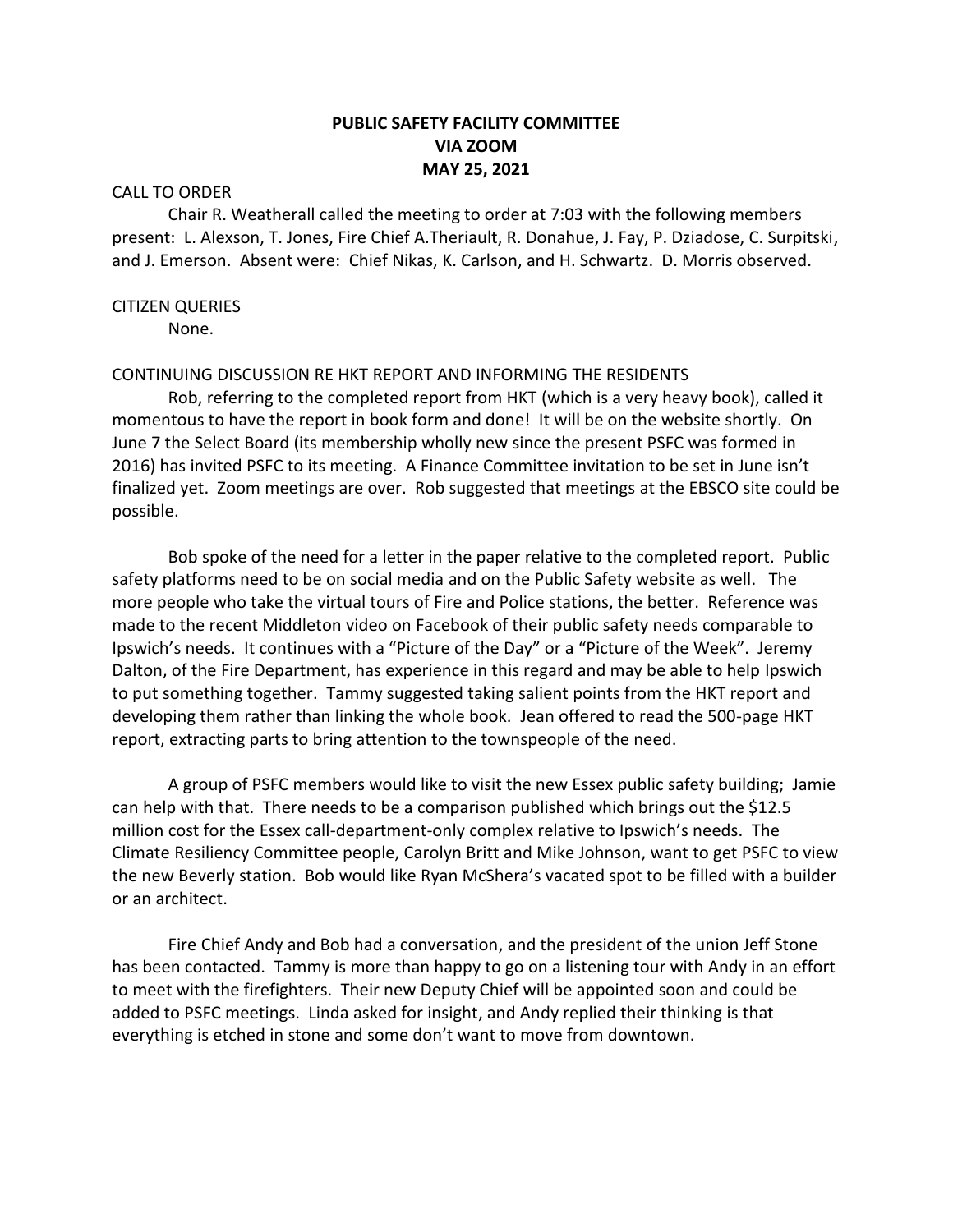# PUBLIC SAFETY FACILITY COMMITTEE
# VIA ZOOM
# MAY 25, 2021

CALL TO ORDER

Chair R. Weatherall called the meeting to order at 7:03 with the following members present: L. Alexson, T. Jones, Fire Chief A.Theriault, R. Donahue, J. Fay, P. Dziadose, C. Surpitski, and J. Emerson. Absent were: Chief Nikas, K. Carlson, and H. Schwartz. D. Morris observed.

CITIZEN QUERIES

None.

CONTINUING DISCUSSION RE HKT REPORT AND INFORMING THE RESIDENTS

Rob, referring to the completed report from HKT (which is a very heavy book), called it momentous to have the report in book form and done! It will be on the website shortly. On June 7 the Select Board (its membership wholly new since the present PSFC was formed in 2016) has invited PSFC to its meeting. A Finance Committee invitation to be set in June isn't finalized yet. Zoom meetings are over. Rob suggested that meetings at the EBSCO site could be possible.

Bob spoke of the need for a letter in the paper relative to the completed report. Public safety platforms need to be on social media and on the Public Safety website as well. The more people who take the virtual tours of Fire and Police stations, the better. Reference was made to the recent Middleton video on Facebook of their public safety needs comparable to Ipswich's needs. It continues with a "Picture of the Day" or a "Picture of the Week". Jeremy Dalton, of the Fire Department, has experience in this regard and may be able to help Ipswich to put something together. Tammy suggested taking salient points from the HKT report and developing them rather than linking the whole book. Jean offered to read the 500-page HKT report, extracting parts to bring attention to the townspeople of the need.

A group of PSFC members would like to visit the new Essex public safety building; Jamie can help with that. There needs to be a comparison published which brings out the $12.5 million cost for the Essex call-department-only complex relative to Ipswich's needs. The Climate Resiliency Committee people, Carolyn Britt and Mike Johnson, want to get PSFC to view the new Beverly station. Bob would like Ryan McShera's vacated spot to be filled with a builder or an architect.

Fire Chief Andy and Bob had a conversation, and the president of the union Jeff Stone has been contacted. Tammy is more than happy to go on a listening tour with Andy in an effort to meet with the firefighters. Their new Deputy Chief will be appointed soon and could be added to PSFC meetings. Linda asked for insight, and Andy replied their thinking is that everything is etched in stone and some don't want to move from downtown.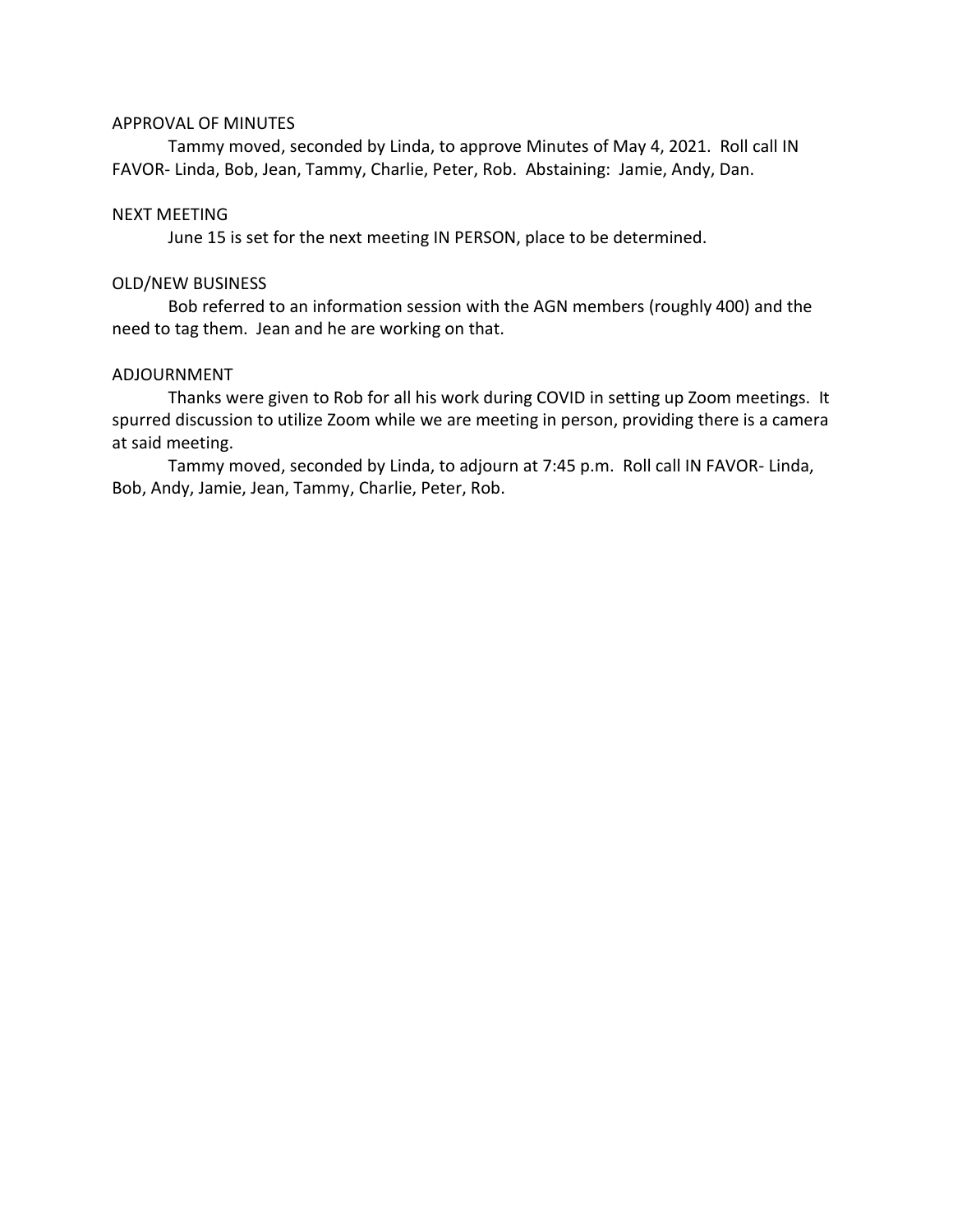## APPROVAL OF MINUTES

Tammy moved, seconded by Linda, to approve Minutes of May 4, 2021. Roll call IN FAVOR- Linda, Bob, Jean, Tammy, Charlie, Peter, Rob. Abstaining: Jamie, Andy, Dan.

## NEXT MEETING

June 15 is set for the next meeting IN PERSON, place to be determined.

## OLD/NEW BUSINESS

Bob referred to an information session with the AGN members (roughly 400) and the need to tag them. Jean and he are working on that.

## ADJOURNMENT

Thanks were given to Rob for all his work during COVID in setting up Zoom meetings. It spurred discussion to utilize Zoom while we are meeting in person, providing there is a camera at said meeting.

Tammy moved, seconded by Linda, to adjourn at 7:45 p.m. Roll call IN FAVOR- Linda, Bob, Andy, Jamie, Jean, Tammy, Charlie, Peter, Rob.